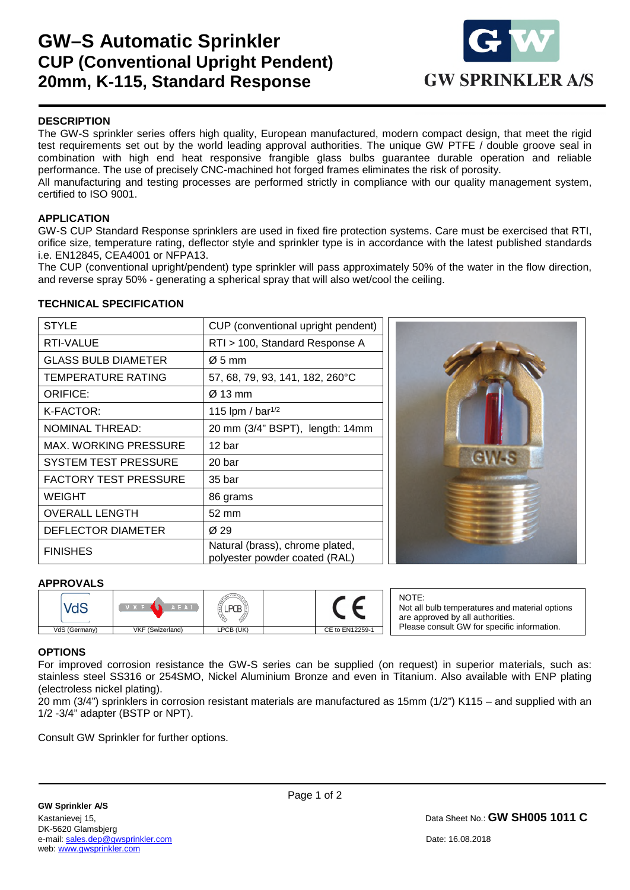# GW–S Automatic Sprinkler
## CUP (Conventional Upright Pendent)
## 20mm, K-115, Standard Response

GW SPRINKLER A/S

### DESCRIPTION

The GW-S sprinkler series offers high quality, European manufactured, modern compact design, that meet the rigid test requirements set out by the world leading approval authorities. The unique GW PTFE / double groove seal in combination with high end heat responsive frangible glass bulbs guarantee durable operation and reliable performance. The use of precisely CNC-machined hot forged frames eliminates the risk of porosity.

All manufacturing and testing processes are performed strictly in compliance with our quality management system, certified to ISO 9001.

### APPLICATION

GW-S CUP Standard Response sprinklers are used in fixed fire protection systems. Care must be exercised that RTI, orifice size, temperature rating, deflector style and sprinkler type is in accordance with the latest published standards i.e. EN12845, CEA4001 or NFPA13.

The CUP (conventional upright/pendent) type sprinkler will pass approximately 50% of the water in the flow direction, and reverse spray 50% - generating a spherical spray that will also wet/cool the ceiling.

### TECHNICAL SPECIFICATION

| | |
|---|---|
| STYLE | CUP (conventional upright pendent) |
| RTI-VALUE | RTI > 100, Standard Response A |
| GLASS BULB DIAMETER | Ø 5 mm |
| TEMPERATURE RATING | 57, 68, 79, 93, 141, 182, 260°C |
| ORIFICE: | Ø 13 mm |
| K-FACTOR: | 115 lpm / bar$^{1/2}$ |
| NOMINAL THREAD: | 20 mm (3/4" BSPT), length: 14mm |
| MAX. WORKING PRESSURE | 12 bar |
| SYSTEM TEST PRESSURE | 20 bar |
| FACTORY TEST PRESSURE | 35 bar |
| WEIGHT | 86 grams |
| OVERALL LENGTH | 52 mm |
| DEFLECTOR DIAMETER | Ø 29 |
| FINISHES | Natural (brass), chrome plated, polyester powder coated (RAL) |

### APPROVALS

| VdS | VKF AEAI | LPCB | | CE |
|---|---|---|---|---|
| VdS (Germany) | VKF (Swizerland) | LPCB (UK) | | CE to EN12259-1 |

NOTE:
Not all bulb temperatures and material options are approved by all authorities.
Please consult GW for specific information.

### OPTIONS

For improved corrosion resistance the GW-S series can be supplied (on request) in superior materials, such as: stainless steel SS316 or 254SMO, Nickel Aluminium Bronze and even in Titanium. Also available with ENP plating (electroless nickel plating).

20 mm (3/4") sprinklers in corrosion resistant materials are manufactured as 15mm (1/2") K115 – and supplied with an 1/2 -3/4" adapter (BSTP or NPT).

Consult GW Sprinkler for further options.

**GW Sprinkler A/S**
Kastanievej 15,
DK-5620 Glamsbjerg
e-mail: sales.dep@gwsprinkler.com
web: www.gwsprinkler.com

Data Sheet No.: **GW SH005 1011 C**

Date: 16.08.2018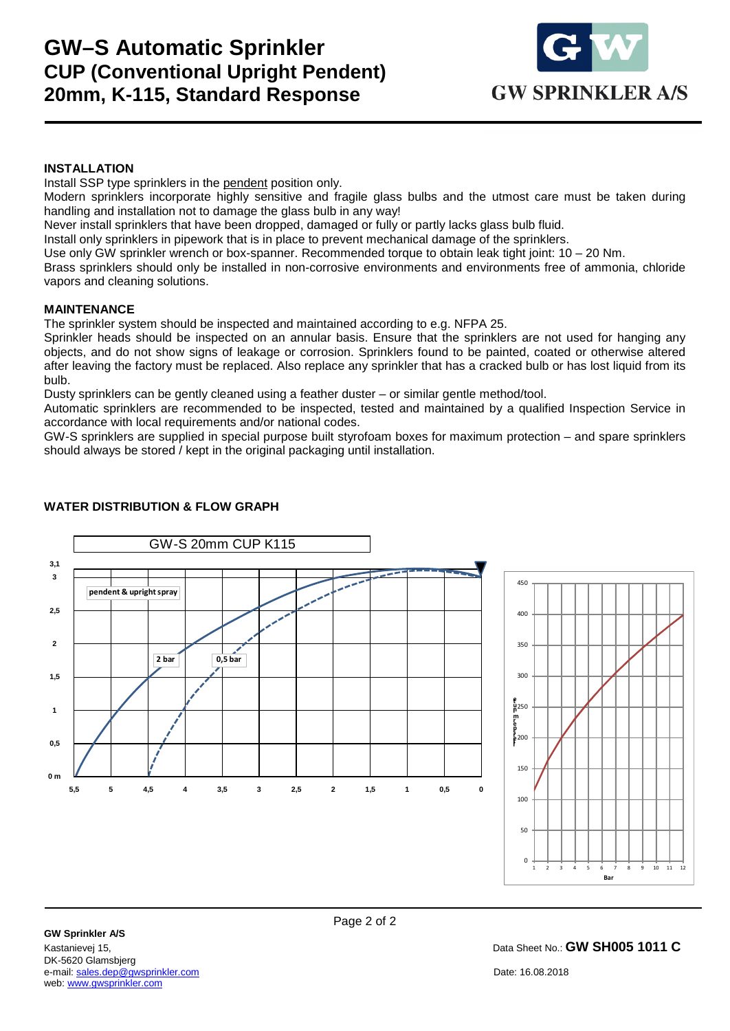# GW–S Automatic Sprinkler
## CUP (Conventional Upright Pendent)
## 20mm, K-115, Standard Response

GW SPRINKLER A/S

### INSTALLATION

Install SSP type sprinklers in the pendent position only.
Modern sprinklers incorporate highly sensitive and fragile glass bulbs and the utmost care must be taken during handling and installation not to damage the glass bulb in any way!
Never install sprinklers that have been dropped, damaged or fully or partly lacks glass bulb fluid.
Install only sprinklers in pipework that is in place to prevent mechanical damage of the sprinklers.
Use only GW sprinkler wrench or box-spanner. Recommended torque to obtain leak tight joint: 10 – 20 Nm.
Brass sprinklers should only be installed in non-corrosive environments and environments free of ammonia, chloride vapors and cleaning solutions.

### MAINTENANCE

The sprinkler system should be inspected and maintained according to e.g. NFPA 25.
Sprinkler heads should be inspected on an annular basis. Ensure that the sprinklers are not used for hanging any objects, and do not show signs of leakage or corrosion. Sprinklers found to be painted, coated or otherwise altered after leaving the factory must be replaced. Also replace any sprinkler that has a cracked bulb or has lost liquid from its bulb.
Dusty sprinklers can be gently cleaned using a feather duster – or similar gentle method/tool.
Automatic sprinklers are recommended to be inspected, tested and maintained by a qualified Inspection Service in accordance with local requirements and/or national codes.
GW-S sprinklers are supplied in special purpose built styrofoam boxes for maximum protection – and spare sprinklers should always be stored / kept in the original packaging until installation.

### WATER DISTRIBUTION & FLOW GRAPH

GW-S 20mm CUP K115

pendent & upright spray

2 bar

0,5 bar

3,1
3
2,5
2
1,5
1
0,5
0 m

5,5 5 4,5 4 3,5 3 2,5 2 1,5 1 0,5 0

450
400
350
300
250
200
150
100
50
0

1 2 3 4 5 6 7 8 9 10 11 12

Bar

GW Sprinkler A/S
Kastanievej 15,
DK-5620 Glamsbjerg
e-mail: sales.dep@gwsprinkler.com
web: www.gwsprinkler.com

Data Sheet No.: **GW SH005 1011 C**

Date: 16.08.2018